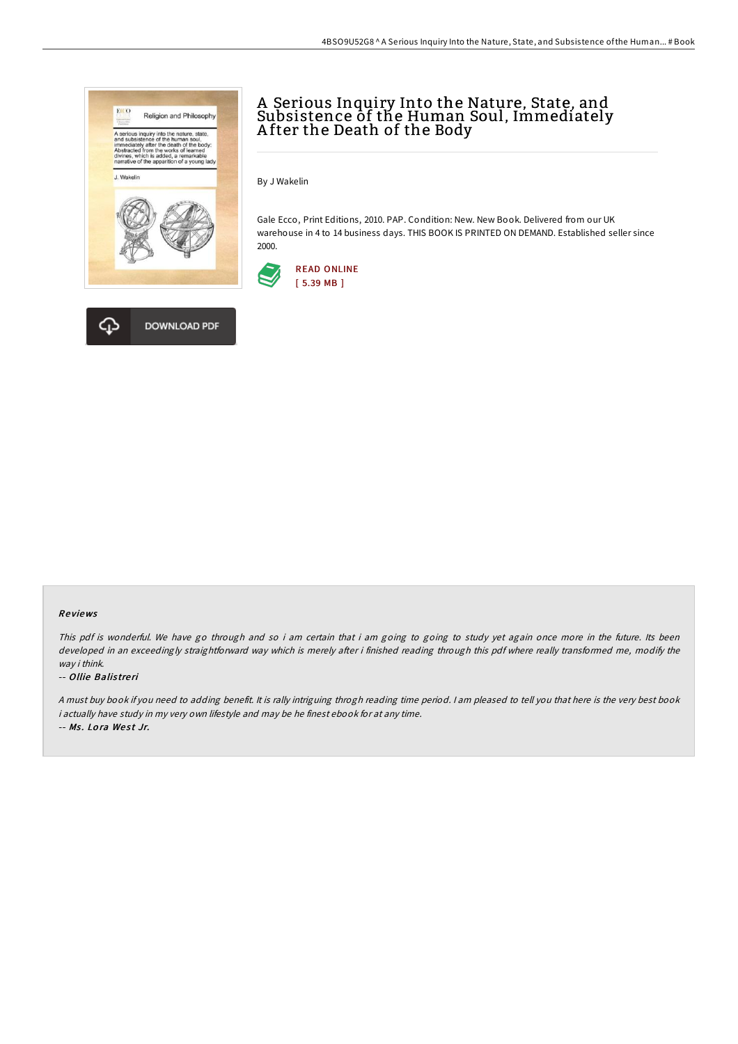# A Serious Inquiry Into the Nature, State, and Subsistence of the Human Soul, Immediately After the Death of the Body

By J Wakelin

Gale Ecco, Print Editions, 2010. PAP. Condition: New. New Book. Delivered from our UK warehouse in 4 to 14 business days. THIS BOOK IS PRINTED ON DEMAND. Established seller since 2000.

READ ONLINE
[ 5.39 MB ]

DOWNLOAD PDF

## Reviews

*This pdf is wonderful. We have go through and so i am certain that i am going to going to study yet again once more in the future. Its been developed in an exceedingly straightforward way which is merely after i finished reading through this pdf where really transformed me, modify the way i think.*

-- ***Ollie Balistreri***

*A must buy book if you need to adding benefit. It is rally intriguing throgh reading time period. I am pleased to tell you that here is the very best book i actually have study in my very own lifestyle and may be he finest ebook for at any time.*

-- ***Ms. Lora West Jr.***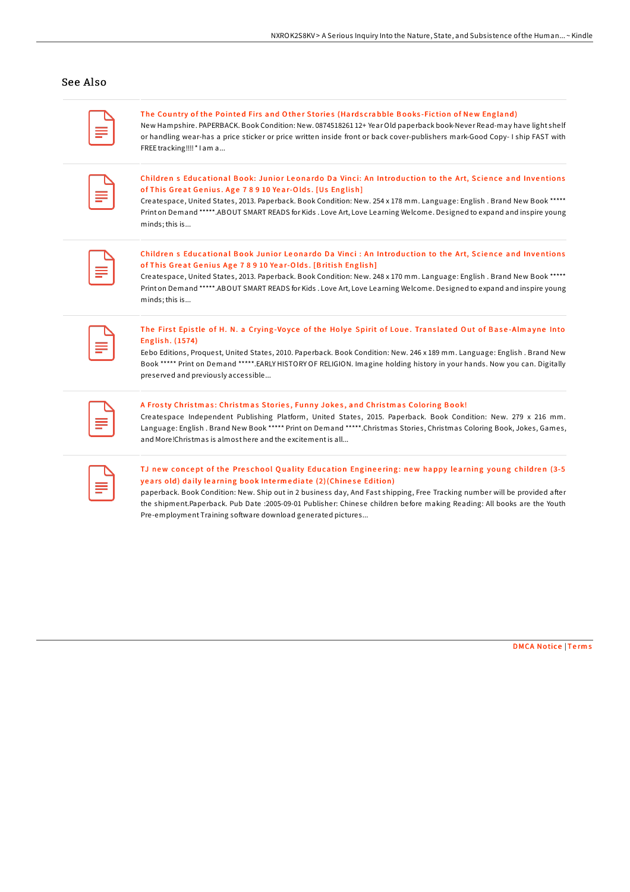## See Also

**The Country of the Pointed Firs and Other Stories (Hardscrabble Books-Fiction of New England)**

New Hampshire. PAPERBACK. Book Condition: New. 0874518261 12+ Year Old paperback book-Never Read-may have light shelf or handling wear-has a price sticker or price written inside front or back cover-publishers mark-Good Copy- I ship FAST with FREE tracking!!!! * I am a...

**Children s Educational Book: Junior Leonardo Da Vinci: An Introduction to the Art, Science and Inventions of This Great Genius. Age 7 8 9 10 Year-Olds. [Us English]**

Createspace, United States, 2013. Paperback. Book Condition: New. 254 x 178 mm. Language: English . Brand New Book ***** Print on Demand *****.ABOUT SMART READS for Kids . Love Art, Love Learning Welcome. Designed to expand and inspire young minds; this is...

**Children s Educational Book Junior Leonardo Da Vinci : An Introduction to the Art, Science and Inventions of This Great Genius Age 7 8 9 10 Year-Olds. [British English]**

Createspace, United States, 2013. Paperback. Book Condition: New. 248 x 170 mm. Language: English . Brand New Book ***** Print on Demand *****.ABOUT SMART READS for Kids . Love Art, Love Learning Welcome. Designed to expand and inspire young minds; this is...

**The First Epistle of H. N. a Crying-Voyce of the Holye Spirit of Loue. Translated Out of Base-Almayne Into English. (1574)**

Eebo Editions, Proquest, United States, 2010. Paperback. Book Condition: New. 246 x 189 mm. Language: English . Brand New Book ***** Print on Demand *****.EARLY HISTORY OF RELIGION. Imagine holding history in your hands. Now you can. Digitally preserved and previously accessible...

**A Frosty Christmas: Christmas Stories, Funny Jokes, and Christmas Coloring Book!**

Createspace Independent Publishing Platform, United States, 2015. Paperback. Book Condition: New. 279 x 216 mm. Language: English . Brand New Book ***** Print on Demand *****.Christmas Stories, Christmas Coloring Book, Jokes, Games, and More!Christmas is almost here and the excitement is all...

**TJ new concept of the Preschool Quality Education Engineering: new happy learning young children (3-5 years old) daily learning book Intermediate (2)(Chinese Edition)**

paperback. Book Condition: New. Ship out in 2 business day, And Fast shipping, Free Tracking number will be provided after the shipment.Paperback. Pub Date :2005-09-01 Publisher: Chinese children before making Reading: All books are the Youth Pre-employment Training software download generated pictures...

DMCA Notice | Terms